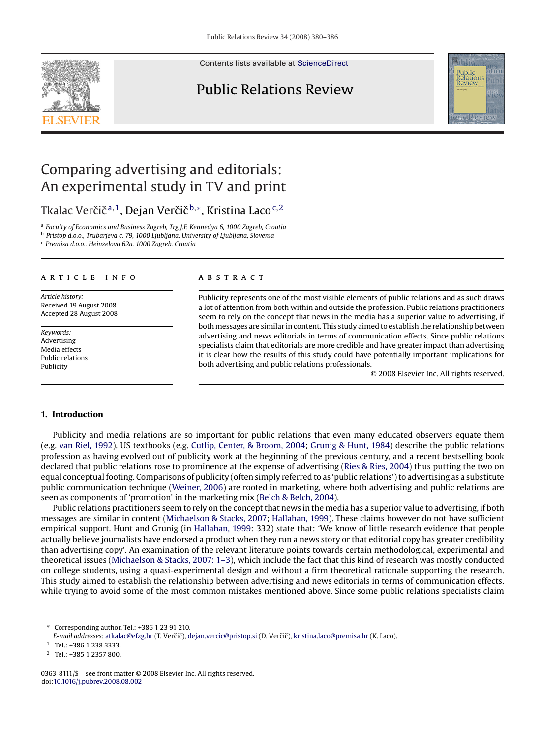# Comparing advertising and editorials: An experimental study in TV and print

Tkalac Verčič[a,1], Dejan Verčič[b,*], Kristina Laco[c,2]

[a] *Faculty of Economics and Business Zagreb, Trg J.F. Kennedya 6, 1000 Zagreb, Croatia*
[b] *Pristop d.o.o., Trubarjeva c. 79, 1000 Ljubljana, University of Ljubljana, Slovenia*
[c] *Premisa d.o.o., Heinzelova 62a, 1000 Zagreb, Croatia*

**ARTICLE INFO**

*Article history:*
Received 19 August 2008
Accepted 28 August 2008

*Keywords:*
Advertising
Media effects
Public relations
Publicity

**ABSTRACT**

Publicity represents one of the most visible elements of public relations and as such draws a lot of attention from both within and outside the profession. Public relations practitioners seem to rely on the concept that news in the media has a superior value to advertising, if both messages are similar in content. This study aimed to establish the relationship between advertising and news editorials in terms of communication effects. Since public relations specialists claim that editorials are more credible and have greater impact than advertising it is clear how the results of this study could have potentially important implications for both advertising and public relations professionals.

© 2008 Elsevier Inc. All rights reserved.

## 1. Introduction

Publicity and media relations are so important for public relations that even many educated observers equate them (e.g. van Riel, 1992). US textbooks (e.g. Cutlip, Center, & Broom, 2004; Grunig & Hunt, 1984) describe the public relations profession as having evolved out of publicity work at the beginning of the previous century, and a recent bestselling book declared that public relations rose to prominence at the expense of advertising (Ries & Ries, 2004) thus putting the two on equal conceptual footing. Comparisons of publicity (often simply referred to as 'public relations') to advertising as a substitute public communication technique (Weiner, 2006) are rooted in marketing, where both advertising and public relations are seen as components of 'promotion' in the marketing mix (Belch & Belch, 2004).

Public relations practitioners seem to rely on the concept that news in the media has a superior value to advertising, if both messages are similar in content (Michaelson & Stacks, 2007; Hallahan, 1999). These claims however do not have sufficient empirical support. Hunt and Grunig (in Hallahan, 1999: 332) state that: 'We know of little research evidence that people actually believe journalists have endorsed a product when they run a news story or that editorial copy has greater credibility than advertising copy'. An examination of the relevant literature points towards certain methodological, experimental and theoretical issues (Michaelson & Stacks, 2007: 1–3), which include the fact that this kind of research was mostly conducted on college students, using a quasi-experimental design and without a firm theoretical rationale supporting the research. This study aimed to establish the relationship between advertising and news editorials in terms of communication effects, while trying to avoid some of the most common mistakes mentioned above. Since some public relations specialists claim

---

\* Corresponding author. Tel.: +386 1 23 91 210.
*E-mail addresses:* atkalac@efzg.hr (T. Verčič), dejan.vercic@pristop.si (D. Verčič), kristina.laco@premisa.hr (K. Laco).
[1] Tel.: +386 1 238 3333.
[2] Tel.: +385 1 2357 800.

0363-8111/$ – see front matter © 2008 Elsevier Inc. All rights reserved.
doi:10.1016/j.pubrev.2008.08.002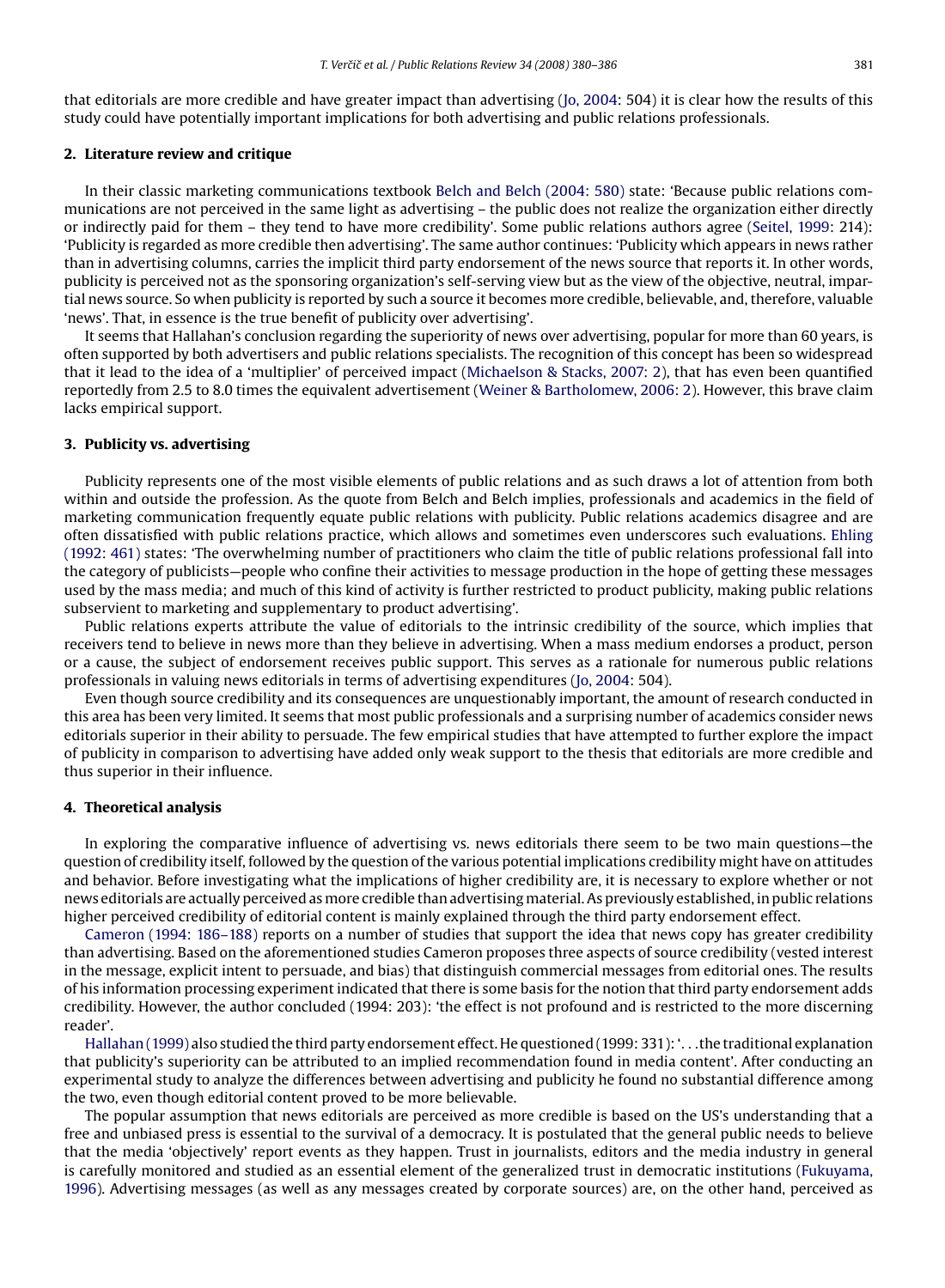that editorials are more credible and have greater impact than advertising (Jo, 2004: 504) it is clear how the results of this study could have potentially important implications for both advertising and public relations professionals.

## 2. Literature review and critique

In their classic marketing communications textbook Belch and Belch (2004: 580) state: 'Because public relations communications are not perceived in the same light as advertising – the public does not realize the organization either directly or indirectly paid for them – they tend to have more credibility'. Some public relations authors agree (Seitel, 1999: 214): 'Publicity is regarded as more credible then advertising'. The same author continues: 'Publicity which appears in news rather than in advertising columns, carries the implicit third party endorsement of the news source that reports it. In other words, publicity is perceived not as the sponsoring organization's self-serving view but as the view of the objective, neutral, impartial news source. So when publicity is reported by such a source it becomes more credible, believable, and, therefore, valuable 'news'. That, in essence is the true benefit of publicity over advertising'.

It seems that Hallahan's conclusion regarding the superiority of news over advertising, popular for more than 60 years, is often supported by both advertisers and public relations specialists. The recognition of this concept has been so widespread that it lead to the idea of a 'multiplier' of perceived impact (Michaelson & Stacks, 2007: 2), that has even been quantified reportedly from 2.5 to 8.0 times the equivalent advertisement (Weiner & Bartholomew, 2006: 2). However, this brave claim lacks empirical support.

## 3. Publicity vs. advertising

Publicity represents one of the most visible elements of public relations and as such draws a lot of attention from both within and outside the profession. As the quote from Belch and Belch implies, professionals and academics in the field of marketing communication frequently equate public relations with publicity. Public relations academics disagree and are often dissatisfied with public relations practice, which allows and sometimes even underscores such evaluations. Ehling (1992: 461) states: 'The overwhelming number of practitioners who claim the title of public relations professional fall into the category of publicists—people who confine their activities to message production in the hope of getting these messages used by the mass media; and much of this kind of activity is further restricted to product publicity, making public relations subservient to marketing and supplementary to product advertising'.

Public relations experts attribute the value of editorials to the intrinsic credibility of the source, which implies that receivers tend to believe in news more than they believe in advertising. When a mass medium endorses a product, person or a cause, the subject of endorsement receives public support. This serves as a rationale for numerous public relations professionals in valuing news editorials in terms of advertising expenditures (Jo, 2004: 504).

Even though source credibility and its consequences are unquestionably important, the amount of research conducted in this area has been very limited. It seems that most public professionals and a surprising number of academics consider news editorials superior in their ability to persuade. The few empirical studies that have attempted to further explore the impact of publicity in comparison to advertising have added only weak support to the thesis that editorials are more credible and thus superior in their influence.

## 4. Theoretical analysis

In exploring the comparative influence of advertising vs. news editorials there seem to be two main questions—the question of credibility itself, followed by the question of the various potential implications credibility might have on attitudes and behavior. Before investigating what the implications of higher credibility are, it is necessary to explore whether or not news editorials are actually perceived as more credible than advertising material. As previously established, in public relations higher perceived credibility of editorial content is mainly explained through the third party endorsement effect.

Cameron (1994: 186–188) reports on a number of studies that support the idea that news copy has greater credibility than advertising. Based on the aforementioned studies Cameron proposes three aspects of source credibility (vested interest in the message, explicit intent to persuade, and bias) that distinguish commercial messages from editorial ones. The results of his information processing experiment indicated that there is some basis for the notion that third party endorsement adds credibility. However, the author concluded (1994: 203): 'the effect is not profound and is restricted to the more discerning reader'.

Hallahan (1999) also studied the third party endorsement effect. He questioned (1999: 331): '. . .the traditional explanation that publicity's superiority can be attributed to an implied recommendation found in media content'. After conducting an experimental study to analyze the differences between advertising and publicity he found no substantial difference among the two, even though editorial content proved to be more believable.

The popular assumption that news editorials are perceived as more credible is based on the US's understanding that a free and unbiased press is essential to the survival of a democracy. It is postulated that the general public needs to believe that the media 'objectively' report events as they happen. Trust in journalists, editors and the media industry in general is carefully monitored and studied as an essential element of the generalized trust in democratic institutions (Fukuyama, 1996). Advertising messages (as well as any messages created by corporate sources) are, on the other hand, perceived as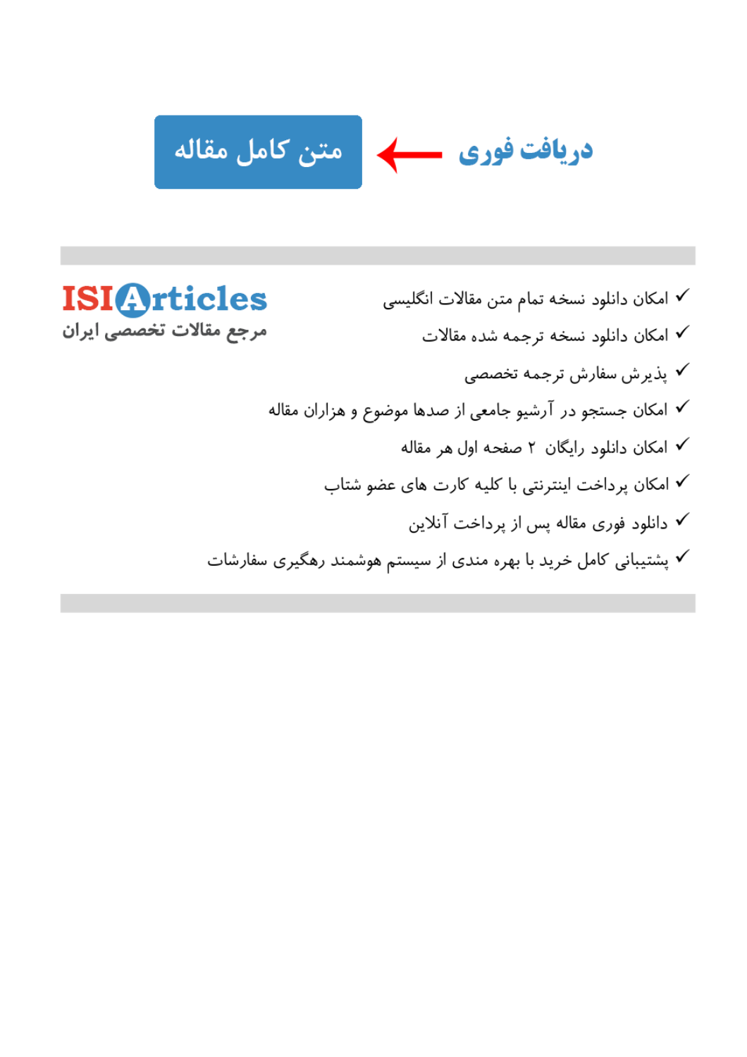متن کامل مقاله ← دریافت فوری

ISIArticles
مرجع مقالات تخصصی ایران

- ✓ امکان دانلود نسخه تمام متن مقالات انگلیسی
- ✓ امکان دانلود نسخه ترجمه شده مقالات
- ✓ پذیرش سفارش ترجمه تخصصی
- ✓ امکان جستجو در آرشیو جامعی از صدها موضوع و هزاران مقاله
- ✓ امکان دانلود رایگان ۲ صفحه اول هر مقاله
- ✓ امکان پرداخت اینترنتی با کلیه کارت های عضو شتاب
- ✓ دانلود فوری مقاله پس از پرداخت آنلاین
- ✓ پشتیبانی کامل خرید با بهره مندی از سیستم هوشمند رهگیری سفارشات